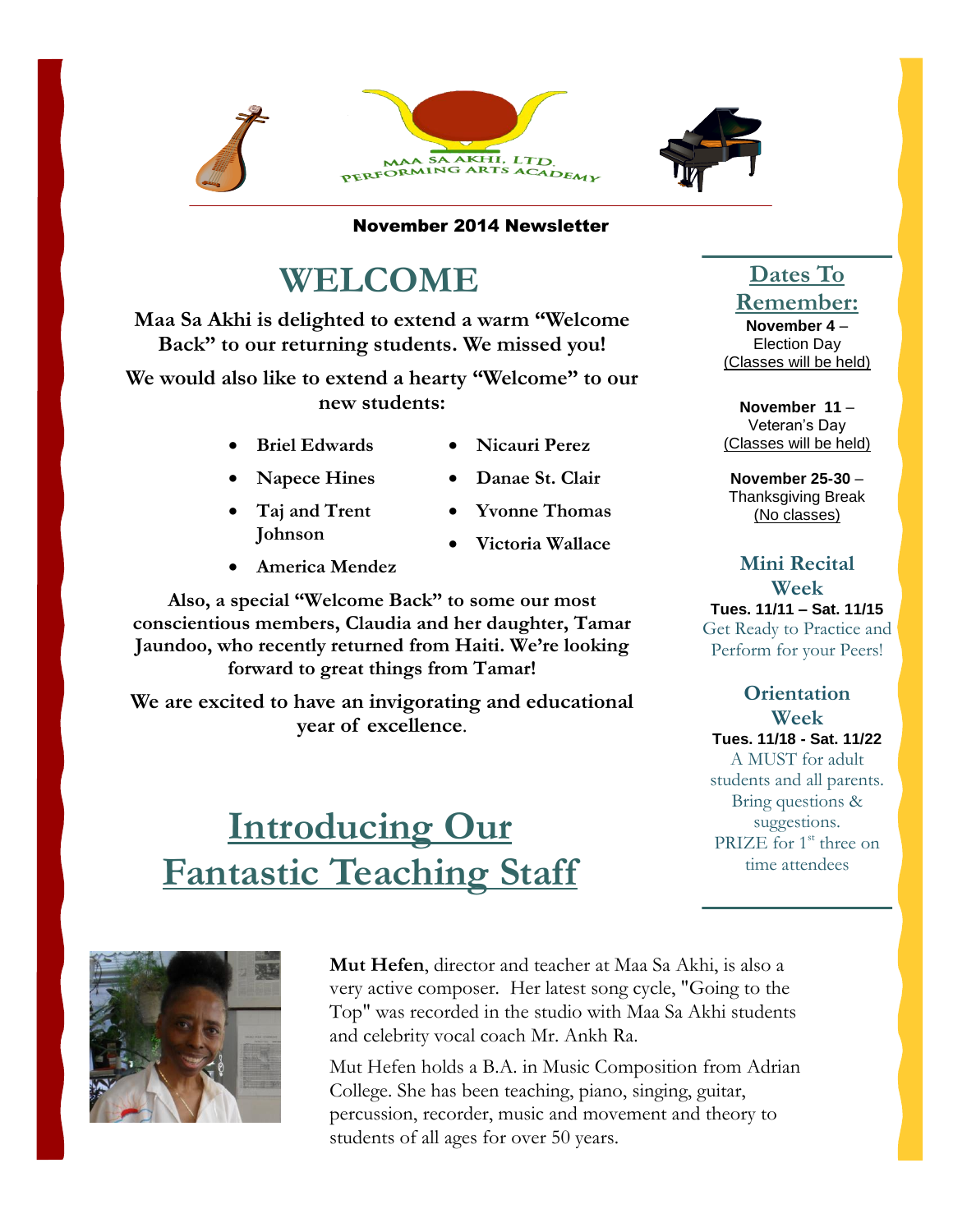MAA SA AKHI, LTD. PERFORMING ARTS ACADEMY

November 2014 Newsletter

# WELCOME

**Maa Sa Akhi is delighted to extend a warm "Welcome Back" to our returning students. We missed you!**

**We would also like to extend a hearty "Welcome" to our new students:**

- **Briel Edwards**
- **Napece Hines**
- **Taj and Trent Johnson**
- **America Mendez**
- **Nicauri Perez**
- **Danae St. Clair**
- **Yvonne Thomas**
- **Victoria Wallace**

**Also, a special "Welcome Back" to some our most conscientious members, Claudia and her daughter, Tamar Jaundoo, who recently returned from Haiti. We're looking forward to great things from Tamar!**

**We are excited to have an invigorating and educational year of excellence.**

## Dates To Remember:

**November 4** – Election Day (Classes will be held)

**November 11** – Veteran's Day (Classes will be held)

**November 25-30** – Thanksgiving Break (No classes)

### Mini Recital Week

**Tues. 11/11 – Sat. 11/15**

Get Ready to Practice and Perform for your Peers!

### Orientation Week

**Tues. 11/18 - Sat. 11/22**

A MUST for adult students and all parents. Bring questions & suggestions. PRIZE for 1st three on time attendees

# Introducing Our Fantastic Teaching Staff

**Mut Hefen**, director and teacher at Maa Sa Akhi, is also a very active composer. Her latest song cycle, "Going to the Top" was recorded in the studio with Maa Sa Akhi students and celebrity vocal coach Mr. Ankh Ra.

Mut Hefen holds a B.A. in Music Composition from Adrian College. She has been teaching, piano, singing, guitar, percussion, recorder, music and movement and theory to students of all ages for over 50 years.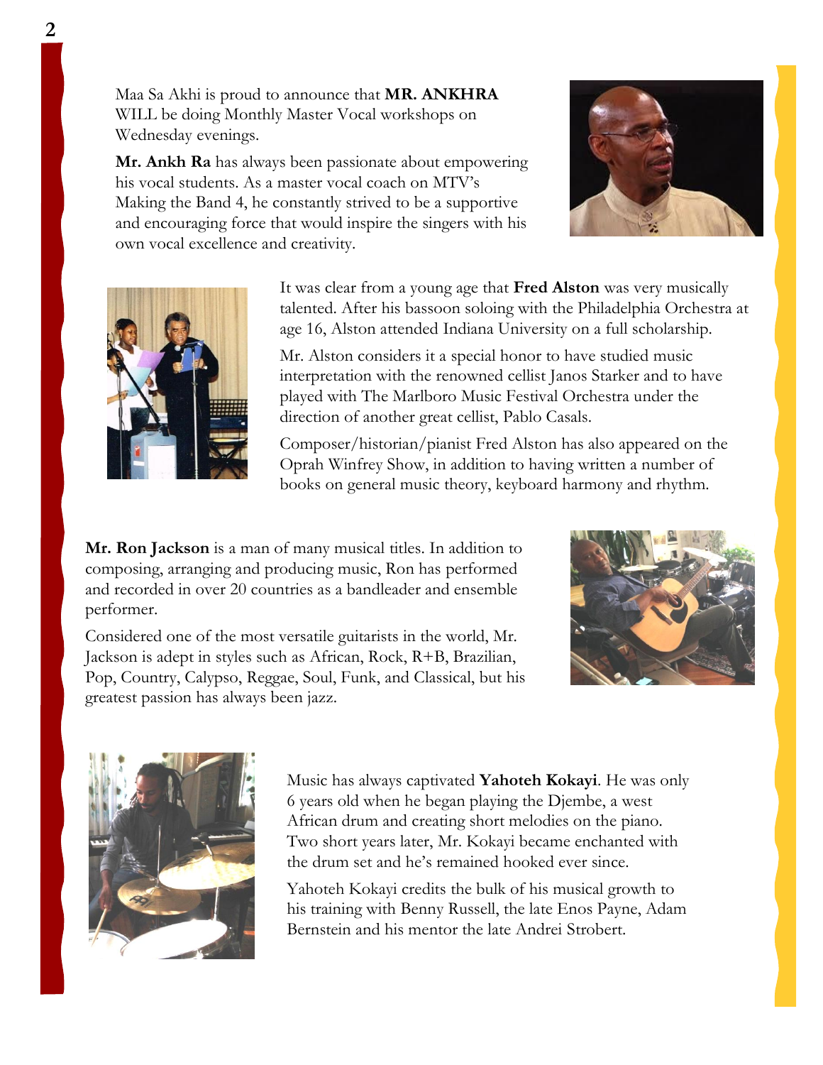Maa Sa Akhi is proud to announce that **MR. ANKHRA** WILL be doing Monthly Master Vocal workshops on Wednesday evenings.

**Mr. Ankh Ra** has always been passionate about empowering his vocal students. As a master vocal coach on MTV's Making the Band 4, he constantly strived to be a supportive and encouraging force that would inspire the singers with his own vocal excellence and creativity.

It was clear from a young age that **Fred Alston** was very musically talented. After his bassoon soloing with the Philadelphia Orchestra at age 16, Alston attended Indiana University on a full scholarship.

Mr. Alston considers it a special honor to have studied music interpretation with the renowned cellist Janos Starker and to have played with The Marlboro Music Festival Orchestra under the direction of another great cellist, Pablo Casals.

Composer/historian/pianist Fred Alston has also appeared on the Oprah Winfrey Show, in addition to having written a number of books on general music theory, keyboard harmony and rhythm.

**Mr. Ron Jackson** is a man of many musical titles. In addition to composing, arranging and producing music, Ron has performed and recorded in over 20 countries as a bandleader and ensemble performer.

Considered one of the most versatile guitarists in the world, Mr. Jackson is adept in styles such as African, Rock, R+B, Brazilian, Pop, Country, Calypso, Reggae, Soul, Funk, and Classical, but his greatest passion has always been jazz.

Music has always captivated **Yahoteh Kokayi**. He was only 6 years old when he began playing the Djembe, a west African drum and creating short melodies on the piano. Two short years later, Mr. Kokayi became enchanted with the drum set and he's remained hooked ever since.

Yahoteh Kokayi credits the bulk of his musical growth to his training with Benny Russell, the late Enos Payne, Adam Bernstein and his mentor the late Andrei Strobert.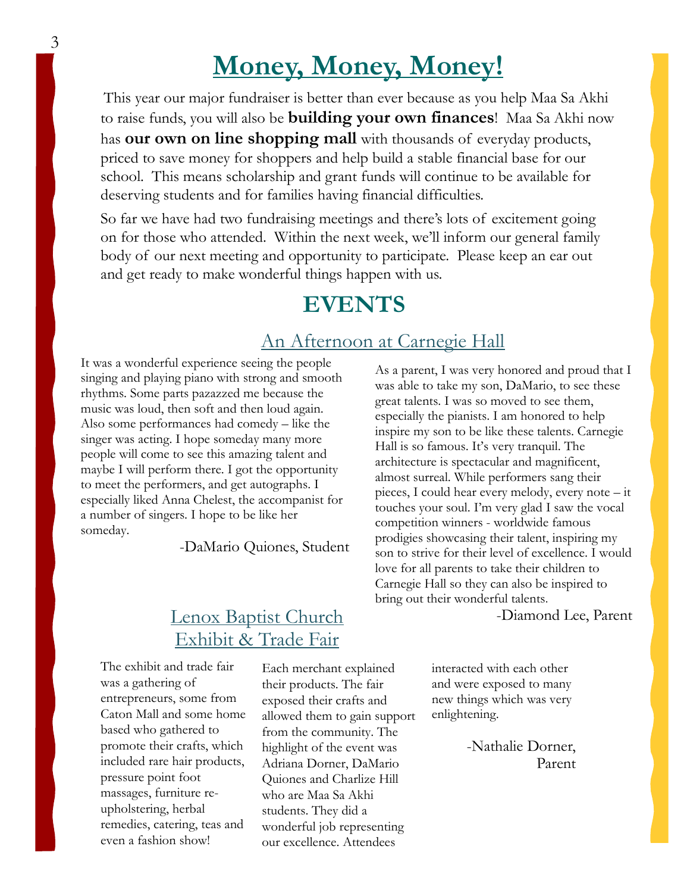# Money, Money, Money!

This year our major fundraiser is better than ever because as you help Maa Sa Akhi to raise funds, you will also be **building your own finances**! Maa Sa Akhi now has **our own on line shopping mall** with thousands of everyday products, priced to save money for shoppers and help build a stable financial base for our school. This means scholarship and grant funds will continue to be available for deserving students and for families having financial difficulties.

So far we have had two fundraising meetings and there's lots of excitement going on for those who attended. Within the next week, we'll inform our general family body of our next meeting and opportunity to participate. Please keep an ear out and get ready to make wonderful things happen with us.

# EVENTS

## An Afternoon at Carnegie Hall

It was a wonderful experience seeing the people singing and playing piano with strong and smooth rhythms. Some parts pazazzed me because the music was loud, then soft and then loud again. Also some performances had comedy – like the singer was acting. I hope someday many more people will come to see this amazing talent and maybe I will perform there. I got the opportunity to meet the performers, and get autographs. I especially liked Anna Chelest, the accompanist for a number of singers. I hope to be like her someday.

-DaMario Quiones, Student

As a parent, I was very honored and proud that I was able to take my son, DaMario, to see these great talents. I was so moved to see them, especially the pianists. I am honored to help inspire my son to be like these talents. Carnegie Hall is so famous. It's very tranquil. The architecture is spectacular and magnificent, almost surreal. While performers sang their pieces, I could hear every melody, every note – it touches your soul. I'm very glad I saw the vocal competition winners - worldwide famous prodigies showcasing their talent, inspiring my son to strive for their level of excellence. I would love for all parents to take their children to Carnegie Hall so they can also be inspired to bring out their wonderful talents.

-Diamond Lee, Parent

## Lenox Baptist Church Exhibit & Trade Fair

The exhibit and trade fair was a gathering of entrepreneurs, some from Caton Mall and some home based who gathered to promote their crafts, which included rare hair products, pressure point foot massages, furniture re-upholstering, herbal remedies, catering, teas and even a fashion show! Each merchant explained their products. The fair exposed their crafts and allowed them to gain support from the community. The highlight of the event was Adriana Dorner, DaMario Quiones and Charlize Hill who are Maa Sa Akhi students. They did a wonderful job representing our excellence. Attendees interacted with each other and were exposed to many new things which was very enlightening.

-Nathalie Dorner, Parent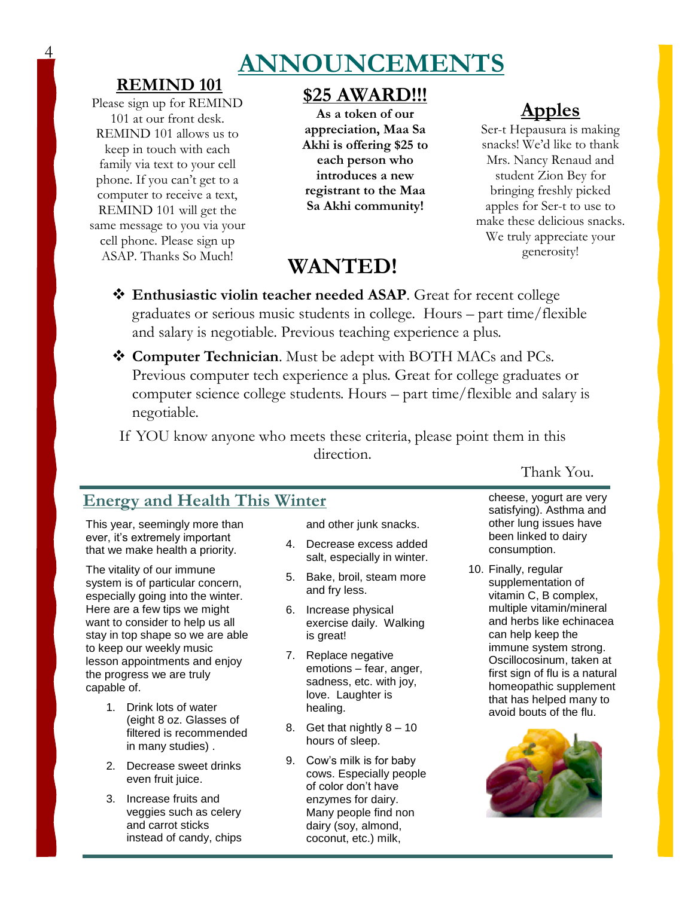# ANNOUNCEMENTS

## REMIND 101

Please sign up for REMIND 101 at our front desk. REMIND 101 allows us to keep in touch with each family via text to your cell phone. If you can't get to a computer to receive a text, REMIND 101 will get the same message to you via your cell phone. Please sign up ASAP. Thanks So Much!

## $25 AWARD!!!

**As a token of our appreciation, Maa Sa Akhi is offering $25 to each person who introduces a new registrant to the Maa Sa Akhi community!**

## Apples

Ser-t Hepausura is making snacks! We'd like to thank Mrs. Nancy Renaud and student Zion Bey for bringing freshly picked apples for Ser-t to use to make these delicious snacks. We truly appreciate your generosity!

## WANTED!

- **Enthusiastic violin teacher needed ASAP**. Great for recent college graduates or serious music students in college. Hours – part time/flexible and salary is negotiable. Previous teaching experience a plus.
- **Computer Technician**. Must be adept with BOTH MACs and PCs. Previous computer tech experience a plus. Great for college graduates or computer science college students. Hours – part time/flexible and salary is negotiable.

If YOU know anyone who meets these criteria, please point them in this direction.

Thank You.

## Energy and Health This Winter

This year, seemingly more than ever, it's extremely important that we make health a priority.

The vitality of our immune system is of particular concern, especially going into the winter. Here are a few tips we might want to consider to help us all stay in top shape so we are able to keep our weekly music lesson appointments and enjoy the progress we are truly capable of.

1. Drink lots of water (eight 8 oz. Glasses of filtered is recommended in many studies) .
2. Decrease sweet drinks even fruit juice.
3. Increase fruits and veggies such as celery and carrot sticks instead of candy, chips and other junk snacks.
4. Decrease excess added salt, especially in winter.
5. Bake, broil, steam more and fry less.
6. Increase physical exercise daily. Walking is great!
7. Replace negative emotions – fear, anger, sadness, etc. with joy, love. Laughter is healing.
8. Get that nightly 8 – 10 hours of sleep.
9. Cow's milk is for baby cows. Especially people of color don't have enzymes for dairy. Many people find non dairy (soy, almond, coconut, etc.) milk, cheese, yogurt are very satisfying). Asthma and other lung issues have been linked to dairy consumption.
10. Finally, regular supplementation of vitamin C, B complex, multiple vitamin/mineral and herbs like echinacea can help keep the immune system strong. Oscillocosinum, taken at first sign of flu is a natural homeopathic supplement that has helped many to avoid bouts of the flu.